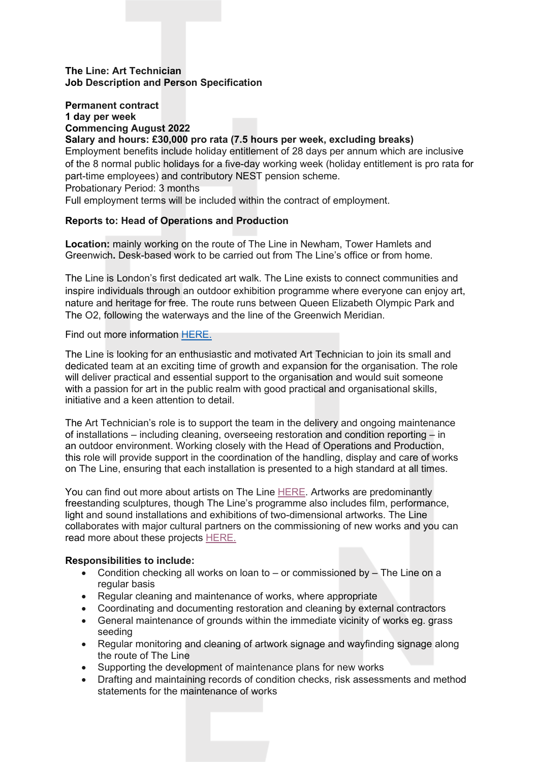**The Line: Art Technician**
**Job Description and Person Specification**

**Permanent contract**
**1 day per week**
**Commencing August 2022**
**Salary and hours: £30,000 pro rata (7.5 hours per week, excluding breaks)**
Employment benefits include holiday entitlement of 28 days per annum which are inclusive of the 8 normal public holidays for a five-day working week (holiday entitlement is pro rata for part-time employees) and contributory NEST pension scheme.
Probationary Period: 3 months
Full employment terms will be included within the contract of employment.

**Reports to: Head of Operations and Production**

**Location:** mainly working on the route of The Line in Newham, Tower Hamlets and Greenwich**.** Desk-based work to be carried out from The Line's office or from home.

The Line is London's first dedicated art walk. The Line exists to connect communities and inspire individuals through an outdoor exhibition programme where everyone can enjoy art, nature and heritage for free. The route runs between Queen Elizabeth Olympic Park and The O2, following the waterways and the line of the Greenwich Meridian.

Find out more information HERE.

The Line is looking for an enthusiastic and motivated Art Technician to join its small and dedicated team at an exciting time of growth and expansion for the organisation. The role will deliver practical and essential support to the organisation and would suit someone with a passion for art in the public realm with good practical and organisational skills, initiative and a keen attention to detail.

The Art Technician's role is to support the team in the delivery and ongoing maintenance of installations – including cleaning, overseeing restoration and condition reporting – in an outdoor environment. Working closely with the Head of Operations and Production, this role will provide support in the coordination of the handling, display and care of works on The Line, ensuring that each installation is presented to a high standard at all times.

You can find out more about artists on The Line HERE. Artworks are predominantly freestanding sculptures, though The Line's programme also includes film, performance, light and sound installations and exhibitions of two-dimensional artworks. The Line collaborates with major cultural partners on the commissioning of new works and you can read more about these projects HERE.

**Responsibilities to include:**

- Condition checking all works on loan to – or commissioned by – The Line on a regular basis
- Regular cleaning and maintenance of works, where appropriate
- Coordinating and documenting restoration and cleaning by external contractors
- General maintenance of grounds within the immediate vicinity of works eg. grass seeding
- Regular monitoring and cleaning of artwork signage and wayfinding signage along the route of The Line
- Supporting the development of maintenance plans for new works
- Drafting and maintaining records of condition checks, risk assessments and method statements for the maintenance of works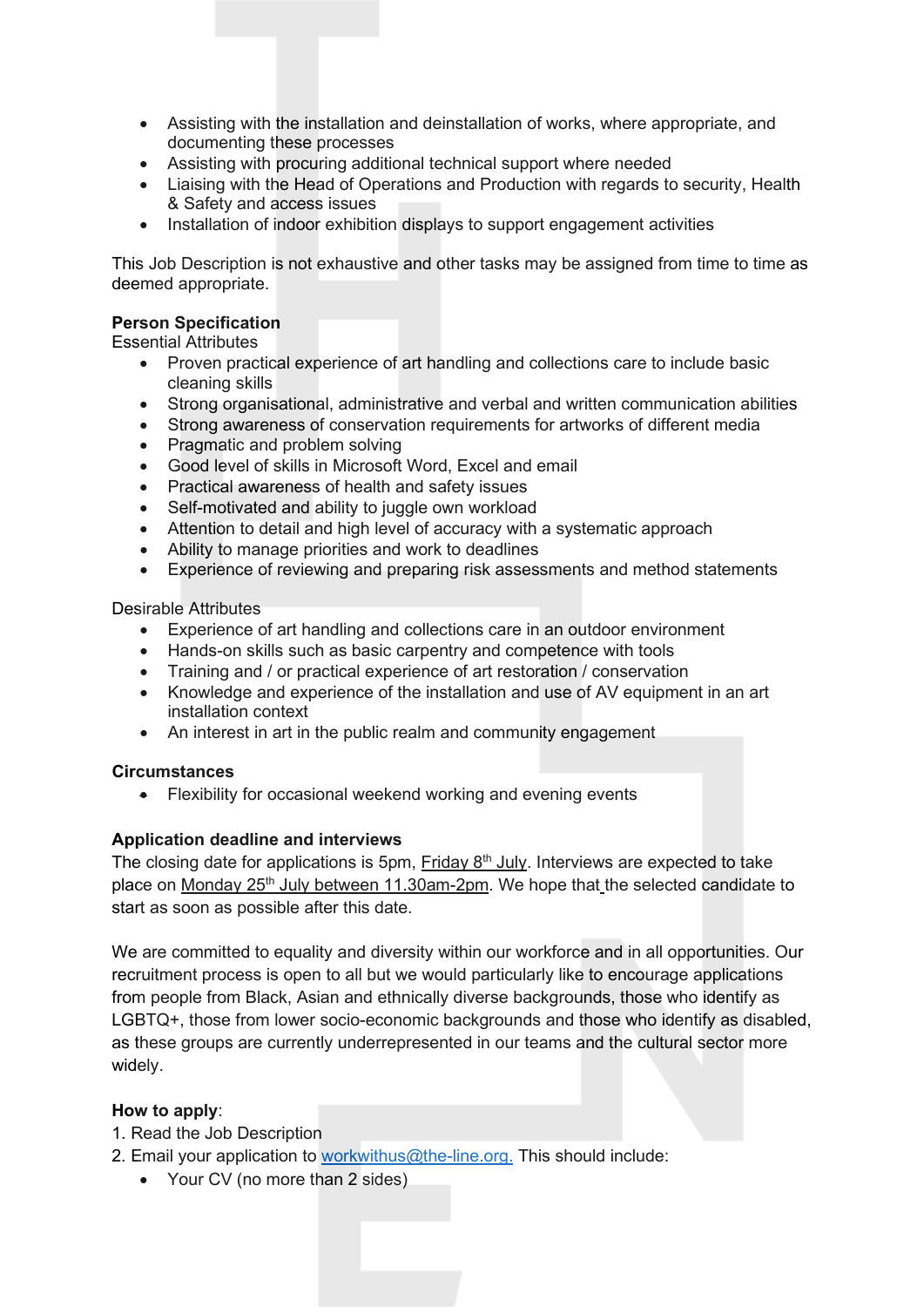- Assisting with the installation and deinstallation of works, where appropriate, and documenting these processes
- Assisting with procuring additional technical support where needed
- Liaising with the Head of Operations and Production with regards to security, Health & Safety and access issues
- Installation of indoor exhibition displays to support engagement activities

This Job Description is not exhaustive and other tasks may be assigned from time to time as deemed appropriate.

**Person Specification**

Essential Attributes

- Proven practical experience of art handling and collections care to include basic cleaning skills
- Strong organisational, administrative and verbal and written communication abilities
- Strong awareness of conservation requirements for artworks of different media
- Pragmatic and problem solving
- Good level of skills in Microsoft Word, Excel and email
- Practical awareness of health and safety issues
- Self-motivated and ability to juggle own workload
- Attention to detail and high level of accuracy with a systematic approach
- Ability to manage priorities and work to deadlines
- Experience of reviewing and preparing risk assessments and method statements

Desirable Attributes

- Experience of art handling and collections care in an outdoor environment
- Hands-on skills such as basic carpentry and competence with tools
- Training and / or practical experience of art restoration / conservation
- Knowledge and experience of the installation and use of AV equipment in an art installation context
- An interest in art in the public realm and community engagement

**Circumstances**

- Flexibility for occasional weekend working and evening events

**Application deadline and interviews**

The closing date for applications is 5pm, Friday 8th July. Interviews are expected to take place on Monday 25th July between 11.30am-2pm. We hope that the selected candidate to start as soon as possible after this date.

We are committed to equality and diversity within our workforce and in all opportunities. Our recruitment process is open to all but we would particularly like to encourage applications from people from Black, Asian and ethnically diverse backgrounds, those who identify as LGBTQ+, those from lower socio-economic backgrounds and those who identify as disabled, as these groups are currently underrepresented in our teams and the cultural sector more widely.

**How to apply**:

1. Read the Job Description
2. Email your application to workwithus@the-line.org. This should include:
   - Your CV (no more than 2 sides)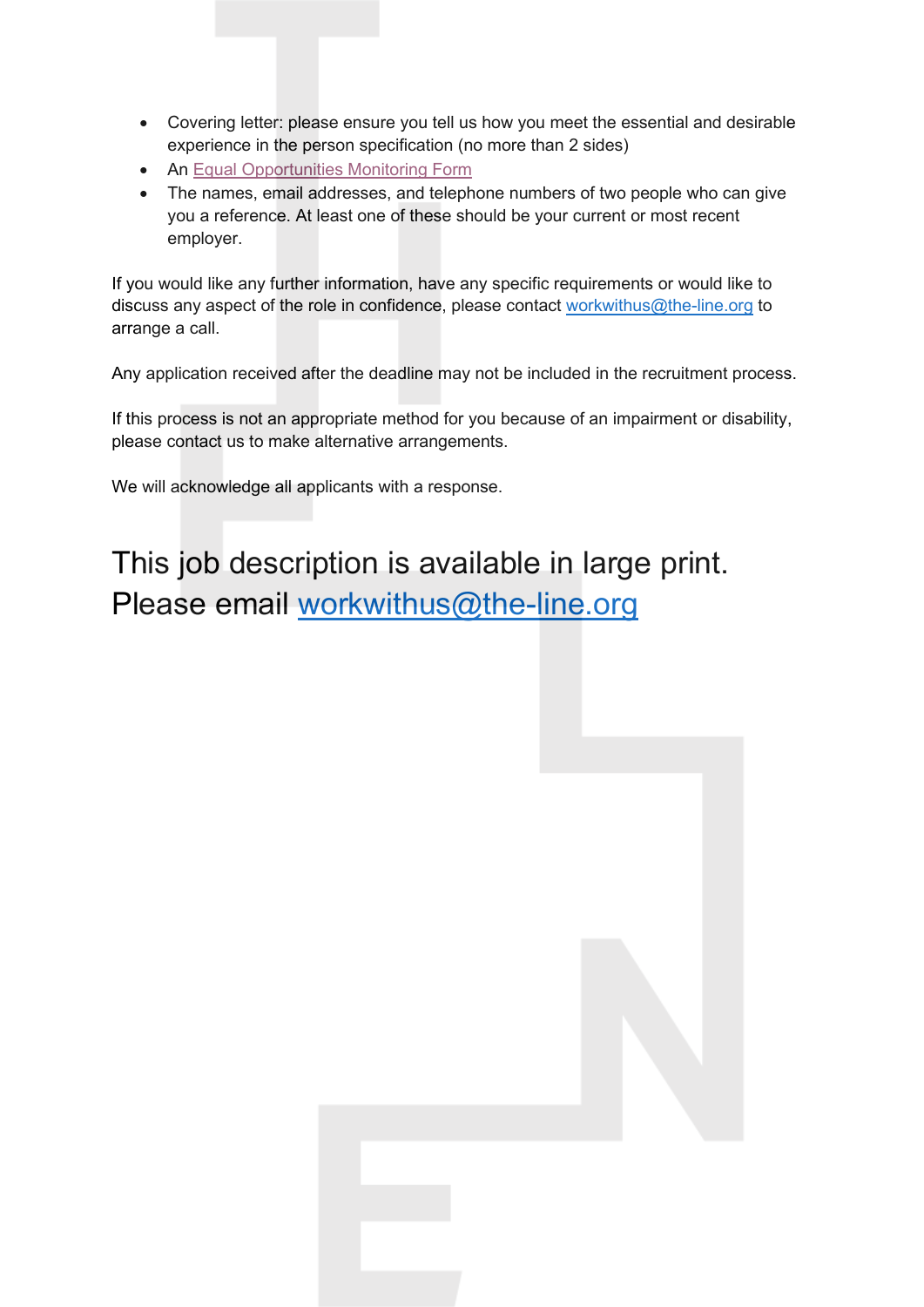- Covering letter: please ensure you tell us how you meet the essential and desirable experience in the person specification (no more than 2 sides)
- An Equal Opportunities Monitoring Form
- The names, email addresses, and telephone numbers of two people who can give you a reference. At least one of these should be your current or most recent employer.

If you would like any further information, have any specific requirements or would like to discuss any aspect of the role in confidence, please contact workwithus@the-line.org to arrange a call.

Any application received after the deadline may not be included in the recruitment process.

If this process is not an appropriate method for you because of an impairment or disability, please contact us to make alternative arrangements.

We will acknowledge all applicants with a response.

## This job description is available in large print. Please email workwithus@the-line.org